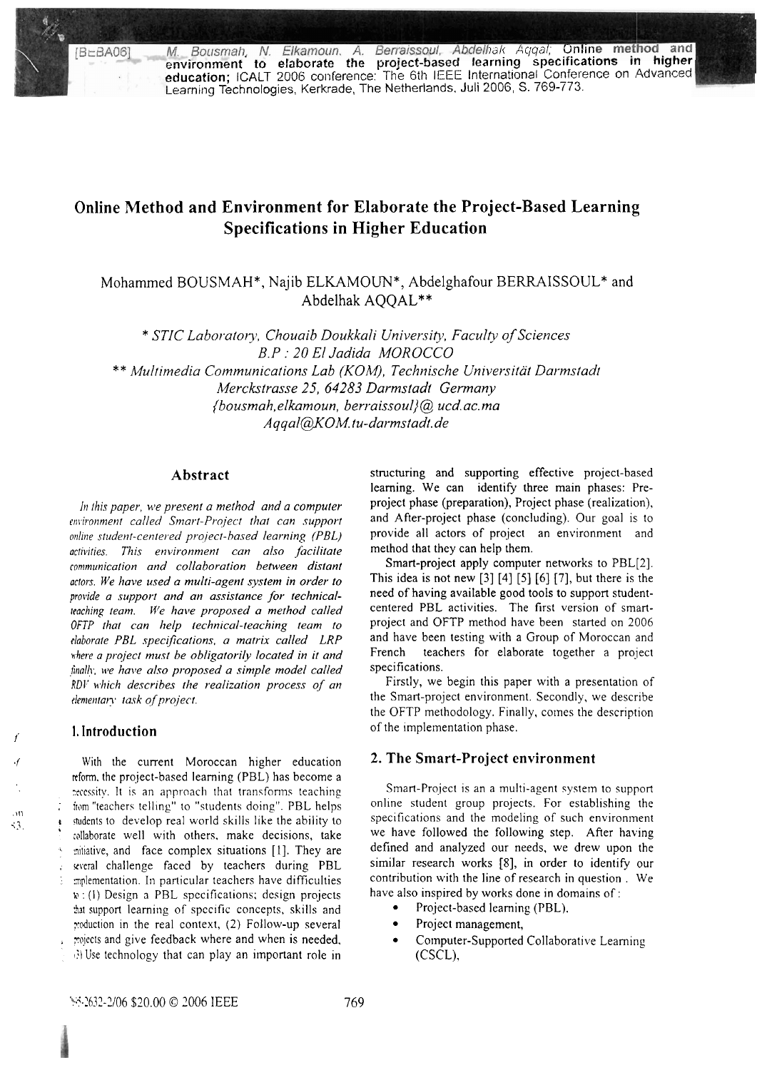[BeBA06] M. Bousmah, N. Elkamoun, A. Berraissoul, Abdelhak Aqqal; **Online method and environment to elaborate the project-based learning specifications in higher education**; ICALT 2006 conference: The 6th IEEE International Conference on Advanced Learning Technologies, Kerkrade, The Netherlands, Juli 2006, S. 769-773.

# Online Method and Environment for Elaborate the Project-Based Learning Specifications in Higher Education

Mohammed BOUSMAH*, Najib ELKAMOUN*, Abdelghafour BERRAISSOUL* and Abdelhak AQQAL**

*\* STIC Laboratory, Chouaib Doukkali University, Faculty of Sciences*
*B.P : 20 El Jadida MOROCCO*
*\*\* Multimedia Communications Lab (KOM), Technische Universität Darmstadt*
*Merckstrasse 25, 64283 Darmstadt Germany*
*{bousmah,elkamoun, berraissoul}@ ucd.ac.ma*
*Aqqal@KOM.tu-darmstadt.de*

## Abstract

*In this paper, we present a method and a computer environment called Smart-Project that can support online student-centered project-based learning (PBL) activities. This environment can also facilitate communication and collaboration between distant actors. We have used a multi-agent system in order to provide a support and an assistance for technical-teaching team. We have proposed a method called OFTP that can help technical-teaching team to elaborate PBL specifications, a matrix called LRP where a project must be obligatorily located in it and finally, we have also proposed a simple model called RDV which describes the realization process of an elementary task of project.*

## 1. Introduction

With the current Moroccan higher education reform, the project-based learning (PBL) has become a necessity. It is an approach that transforms teaching from "teachers telling" to "students doing". PBL helps students to develop real world skills like the ability to collaborate well with others, make decisions, take initiative, and face complex situations [1]. They are several challenge faced by teachers during PBL implementation. In particular teachers have difficulties to : (1) Design a PBL specifications; design projects that support learning of specific concepts, skills and production in the real context, (2) Follow-up several projects and give feedback where and when is needed, (3) Use technology that can play an important role in structuring and supporting effective project-based learning. We can identify three main phases: Pre-project phase (preparation), Project phase (realization), and After-project phase (concluding). Our goal is to provide all actors of project an environment and method that they can help them.

Smart-project apply computer networks to PBL[2]. This idea is not new [3] [4] [5] [6] [7], but there is the need of having available good tools to support student-centered PBL activities. The first version of smart-project and OFTP method have been started on 2006 and have been testing with a Group of Moroccan and French teachers for elaborate together a project specifications.

Firstly, we begin this paper with a presentation of the Smart-project environment. Secondly, we describe the OFTP methodology. Finally, comes the description of the implementation phase.

## 2. The Smart-Project environment

Smart-Project is an a multi-agent system to support online student group projects. For establishing the specifications and the modeling of such environment we have followed the following step. After having defined and analyzed our needs, we drew upon the similar research works [8], in order to identify our contribution with the line of research in question . We have also inspired by works done in domains of :

- Project-based learning (PBL),
- Project management,
- Computer-Supported Collaborative Learning (CSCL),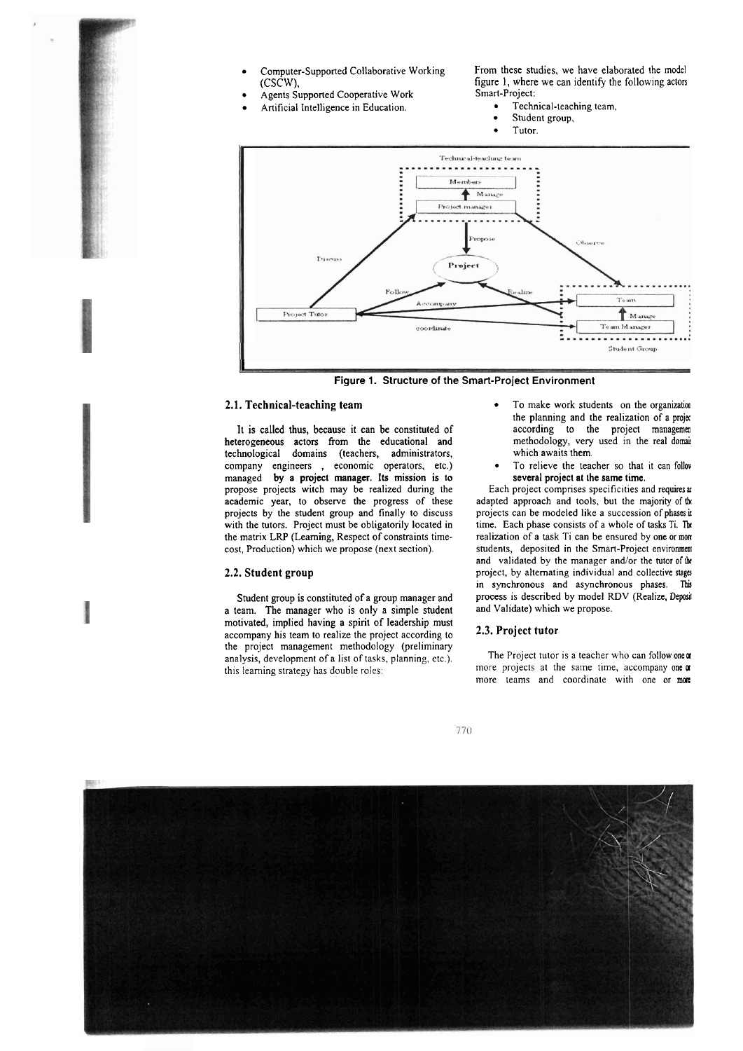- Computer-Supported Collaborative Working (CSCW),
- Agents Supported Cooperative Work
- Artificial Intelligence in Education.

From these studies, we have elaborated the model figure 1, where we can identify the following actors Smart-Project:

- Technical-teaching team,
- Student group,
- Tutor.

**Figure 1. Structure of the Smart-Project Environment**

### 2.1. Technical-teaching team

It is called thus, because it can be constituted of heterogeneous actors from the educational and technological domains (teachers, administrators, company engineers , economic operators, etc.) managed **by a project manager. Its mission is to** propose projects witch may be realized during the academic year, to observe the progress of these projects by the student group and finally to discuss with the tutors. Project must be obligatorily located in the matrix LRP (Learning, Respect of constraints time-cost, Production) which we propose (next section).

### 2.2. Student group

Student group is constituted of a group manager and a team. The manager who is only a simple student motivated, implied having a spirit of leadership must accompany his team to realize the project according to the project management methodology (preliminary analysis, development of a list of tasks, planning, etc.). this learning strategy has double roles:

- To make work students on the organization the planning and the realization of a project according to the project management methodology, very used in the real domain which awaits them.
- To relieve the teacher so that it can follow **several project at the same time.**

Each project comprises specificities and requires an adapted approach and tools, but the majority of the projects can be modeled like a succession of phases in time. Each phase consists of a whole of tasks Ti. The realization of a task Ti can be ensured by one or more students, deposited in the Smart-Project environment and validated by the manager and/or the tutor of the project, by alternating individual and collective stages in synchronous and asynchronous phases. This process is described by model RDV (Realize, Deposit and Validate) which we propose.

### 2.3. Project tutor

The Project tutor is a teacher who can follow one or more projects at the same time, accompany one or more teams and coordinate with one or more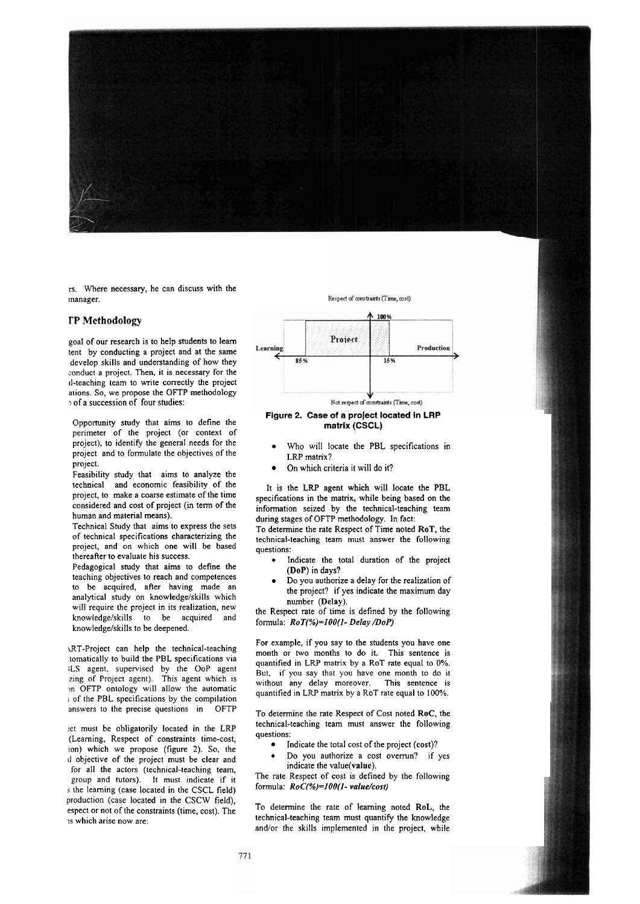rs. Where necessary, he can discuss with the manager.

## ΓP Methodology

goal of our research is to help students to learn tent by conducting a project and at the same develop skills and understanding of how they conduct a project. Then, it is necessary for the il-teaching team to write correctly the project ations. So, we propose the OFTP methodology ı of a succession of four studies:

- Opportunity study that aims to define the perimeter of the project (or context of project), to identify the general needs for the project and to formulate the objectives of the project.
- Feasibility study that aims to analyze the technical and economic feasibility of the project, to make a coarse estimate of the time considered and cost of project (in term of the human and material means).
- Technical Study that aims to express the sets of technical specifications characterizing the project, and on which one will be based thereafter to evaluate his success.
- Pedagogical study that aims to define the teaching objectives to reach and competences to be acquired, after having made an analytical study on knowledge/skills which will require the project in its realization, new knowledge/skills to be acquired and knowledge/skills to be deepened.

ıRT-Project can help the technical-teaching ıtomatically to build the PBL specifications via ıLS agent, supervised by the OoP agent zing of Project agent). This agent which is ın OFTP ontology will allow the automatic ı of the PBL specifications by the compilation answers to the precise questions in OFTP

:ct must be obligatorily located in the LRP (Learning, Respect of constraints time-cost, ion) which we propose (figure 2). So, the ıl objective of the project must be clear and for all the actors (technical-teaching team, group and tutors). It must indicate if it s the learning (case located in the CSCL field) production (case located in the CSCW field), espect or not of the constraints (time, cost). The ıs which arise now are:

Respect of constraints (Time, cost)

100%

Learning — Project — Production

85% — 15%

Not respect of constraints (Time, cost)

**Figure 2. Case of a project located in LRP matrix (CSCL)**

- Who will locate the PBL specifications in LRP matrix?
- On which criteria it will do it?

It is the LRP agent which will locate the PBL specifications in the matrix, while being based on the information seized by the technical-teaching team during stages of OFTP methodology. In fact:

To determine the rate Respect of Time noted **RoT**, the technical-teaching team must answer the following questions:

- Indicate the total duration of the project (**DoP**) in days?
- Do you authorize a delay for the realization of the project? if yes indicate the maximum day number (**Delay**).

the Respect rate of time is defined by the following formula: $RoT(\%)=100(1-Delay/DoP)$

For example, if you say to the students you have one month or two months to do it. This sentence is quantified in LRP matrix by a RoT rate equal to 0%. But, if you say that you have one month to do it without any delay moreover. This sentence is quantified in LRP matrix by a RoT rate equal to 100%.

To determine the rate Respect of Cost noted **RoC**, the technical-teaching team must answer the following questions:

- Indicate the total cost of the project (**cost**)?
- Do you authorize a cost overrun? if yes indicate the value(**value**).

The rate Respect of cost is defined by the following formula: $RoC(\%)=100(1-value/cost)$

To determine the rate of learning noted **RoL**, the technical-teaching team must quantify the knowledge and/or the skills implemented in the project, while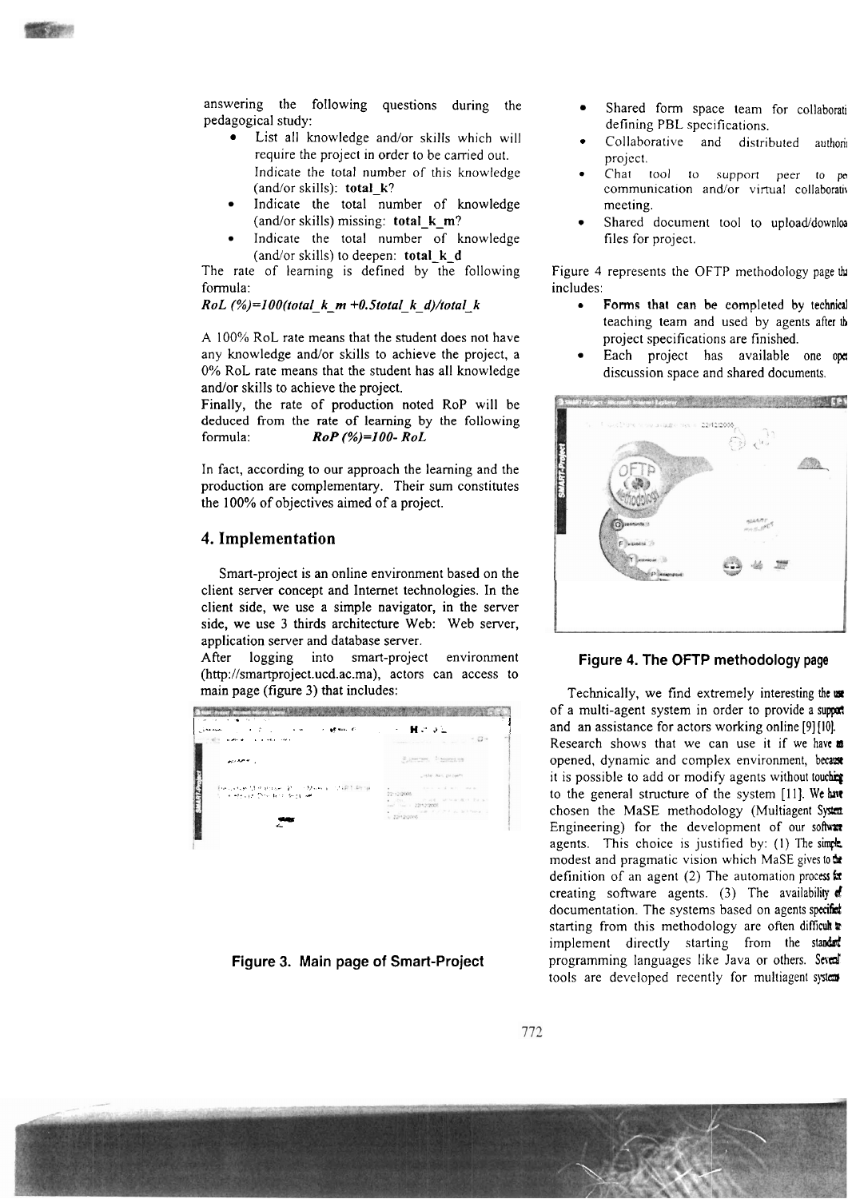answering the following questions during the pedagogical study:

- List all knowledge and/or skills which will require the project in order to be carried out. Indicate the total number of this knowledge (and/or skills): **total_k**?
- Indicate the total number of knowledge (and/or skills) missing: **total_k_m**?
- Indicate the total number of knowledge (and/or skills) to deepen: **total_k_d**

The rate of learning is defined by the following formula:

$$RoL\ (\%)=100(total\_k\_m + 0.5 total\_k\_d)/total\_k$$

A 100% RoL rate means that the student does not have any knowledge and/or skills to achieve the project, a 0% RoL rate means that the student has all knowledge and/or skills to achieve the project.

Finally, the rate of production noted RoP will be deduced from the rate of learning by the following formula:

$$RoP\ (\%)=100 - RoL$$

In fact, according to our approach the learning and the production are complementary. Their sum constitutes the 100% of objectives aimed of a project.

## 4. Implementation

Smart-project is an online environment based on the client server concept and Internet technologies. In the client side, we use a simple navigator, in the server side, we use 3 thirds architecture Web: Web server, application server and database server.

After logging into smart-project environment (http://smartproject.ucd.ac.ma), actors can access to main page (figure 3) that includes:

Figure 3. Main page of Smart-Project

- Shared form space team for collaborati defining PBL specifications.
- Collaborative and distributed authori project.
- Chat tool to support peer to pe communication and/or virtual collaborativ meeting.
- Shared document tool to upload/downloa files for project.

Figure 4 represents the OFTP methodology page tha includes:

- **Forms that can be completed by technical** teaching team and used by agents after th project specifications are finished.
- Each project has available one ope discussion space and shared documents.

Figure 4. The OFTP methodology page

Technically, we find extremely interesting the use of a multi-agent system in order to provide a support and an assistance for actors working online [9] [10]. Research shows that we can use it if we have an opened, dynamic and complex environment, because it is possible to add or modify agents without touching to the general structure of the system [11]. We have chosen the MaSE methodology (Multiagent System Engineering) for the development of our software agents. This choice is justified by: (1) The simple, modest and pragmatic vision which MaSE gives to the definition of an agent (2) The automation process for creating software agents. (3) The availability of documentation. The systems based on agents specified starting from this methodology are often difficult to implement directly starting from the standard programming languages like Java or others. Several tools are developed recently for multiagent systems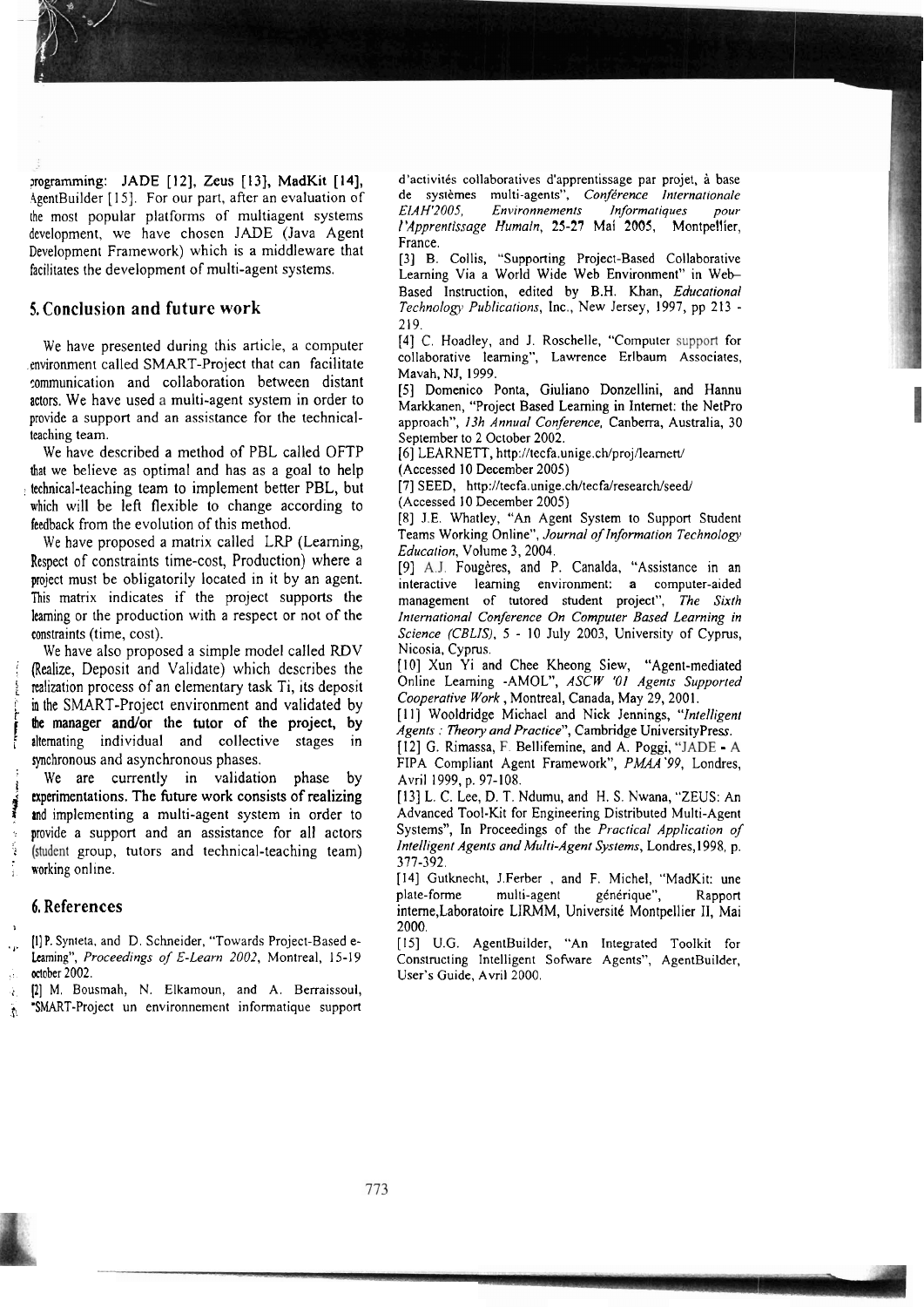programming: JADE [12], Zeus [13], MadKit [14], AgentBuilder [15]. For our part, after an evaluation of the most popular platforms of multiagent systems development, we have chosen JADE (Java Agent Development Framework) which is a middleware that facilitates the development of multi-agent systems.

## 5. Conclusion and future work

We have presented during this article, a computer environment called SMART-Project that can facilitate communication and collaboration between distant actors. We have used a multi-agent system in order to provide a support and an assistance for the technical-teaching team.

We have described a method of PBL called OFTP that we believe as optimal and has as a goal to help technical-teaching team to implement better PBL, but which will be left flexible to change according to feedback from the evolution of this method.

We have proposed a matrix called LRP (Learning, Respect of constraints time-cost, Production) where a project must be obligatorily located in it by an agent. This matrix indicates if the project supports the learning or the production with a respect or not of the constraints (time, cost).

We have also proposed a simple model called RDV (Realize, Deposit and Validate) which describes the realization process of an elementary task Ti, its deposit in the SMART-Project environment and validated by the manager and/or the tutor of the project, by alternating individual and collective stages in synchronous and asynchronous phases.

We are currently in validation phase by experimentations. The future work consists of realizing and implementing a multi-agent system in order to provide a support and an assistance for all actors (student group, tutors and technical-teaching team) working online.

## 6. References

[1] P. Synteta, and D. Schneider, "Towards Project-Based e-Learning", *Proceedings of E-Learn 2002*, Montreal, 15-19 october 2002.

[2] M. Bousmah, N. Elkamoun, and A. Berraissoul, "SMART-Project un environnement informatique support d'activités collaboratives d'apprentissage par projet, à base de systèmes multi-agents", *Conférence Internationale EIAH'2005, Environnements Informatiques pour l'Apprentissage Humain*, 25-27 Mai 2005, Montpellier, France.

[3] B. Collis, "Supporting Project-Based Collaborative Learning Via a World Wide Web Environment" in Web-Based Instruction, edited by B.H. Khan, *Educational Technology Publications*, Inc., New Jersey, 1997, pp 213 - 219.

[4] C. Hoadley, and J. Roschelle, "Computer support for collaborative learning", Lawrence Erlbaum Associates, Mavah, NJ, 1999.

[5] Domenico Ponta, Giuliano Donzellini, and Hannu Markkanen, "Project Based Learning in Internet: the NetPro approach", *13h Annual Conference*, Canberra, Australia, 30 September to 2 October 2002.

[6] LEARNETT, http://tecfa.unige.ch/proj/learnett/ (Accessed 10 December 2005)

[7] SEED, http://tecfa.unige.ch/tecfa/research/seed/ (Accessed 10 December 2005)

[8] J.E. Whatley, "An Agent System to Support Student Teams Working Online", *Journal of Information Technology Education*, Volume 3, 2004.

[9] A.J. Fougères, and P. Canalda, "Assistance in an interactive learning environment: a computer-aided management of tutored student project", *The Sixth International Conference On Computer Based Learning in Science (CBLIS)*, 5 - 10 July 2003, University of Cyprus, Nicosia, Cyprus.

[10] Xun Yi and Chee Kheong Siew, "Agent-mediated Online Learning -AMOL", *ASCW '01 Agents Supported Cooperative Work*, Montreal, Canada, May 29, 2001.

[11] Wooldridge Michael and Nick Jennings, "*Intelligent Agents : Theory and Practice*", Cambridge UniversityPress.

[12] G. Rimassa, F. Bellifemine, and A. Poggi, "JADE - A FIPA Compliant Agent Framework", *PMAA'99*, Londres, Avril 1999, p. 97-108.

[13] L. C. Lee, D. T. Ndumu, and H. S. Nwana, "ZEUS: An Advanced Tool-Kit for Engineering Distributed Multi-Agent Systems", In Proceedings of the *Practical Application of Intelligent Agents and Multi-Agent Systems*, Londres,1998, p. 377-392.

[14] Gutknecht, J.Ferber , and F. Michel, "MadKit: une plate-forme multi-agent générique", Rapport interne,Laboratoire LIRMM, Université Montpellier II, Mai 2000.

[15] U.G. AgentBuilder, "An Integrated Toolkit for Constructing Intelligent Sofware Agents", AgentBuilder, User's Guide, Avril 2000.